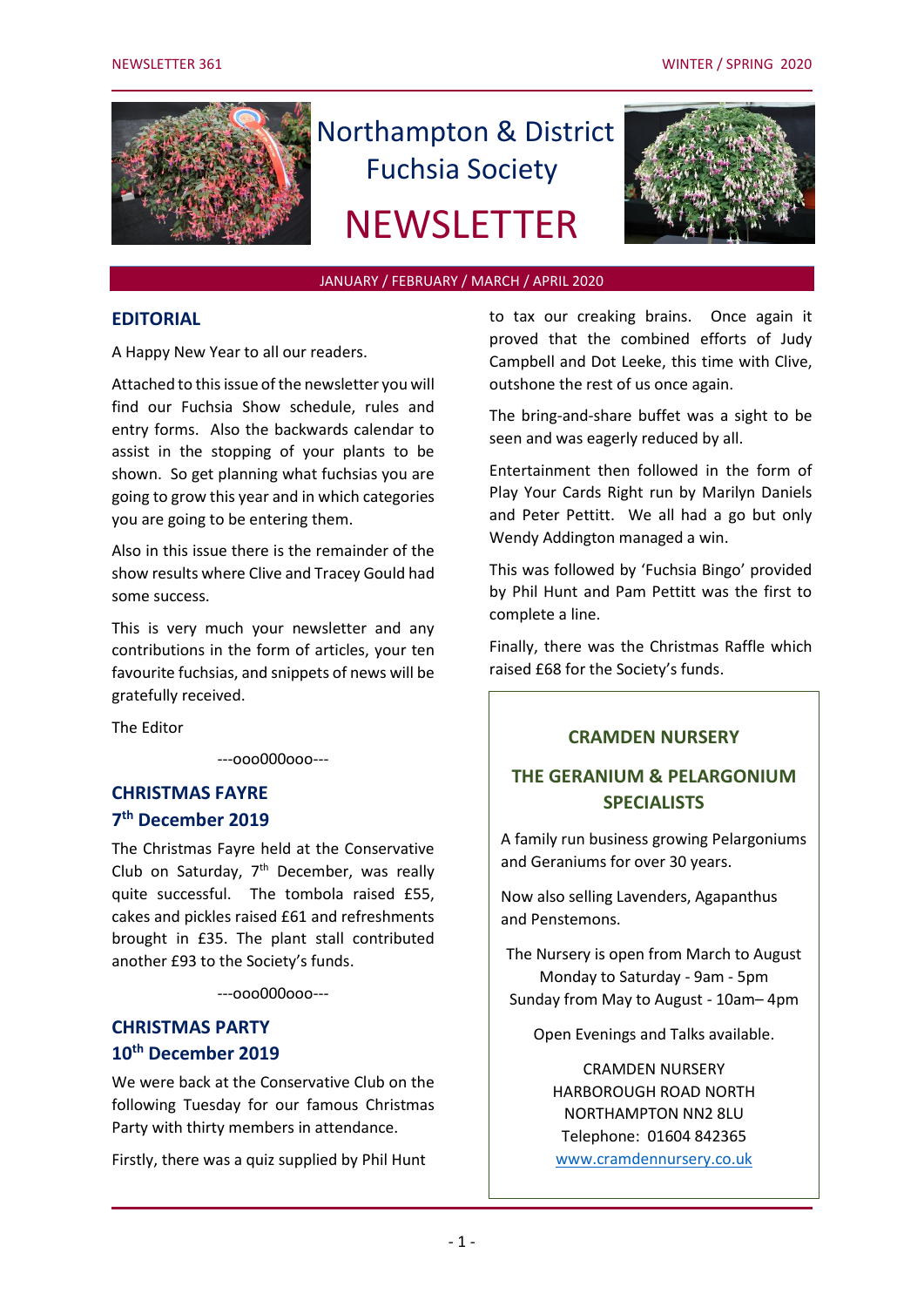# Northampton & District Fuchsia Society

# NEWSLETTER

JANUARY / FEBRUARY / MARCH / APRIL 2020

## EDITORIAL

A Happy New Year to all our readers.

Attached to this issue of the newsletter you will find our Fuchsia Show schedule, rules and entry forms. Also the backwards calendar to assist in the stopping of your plants to be shown. So get planning what fuchsias you are going to grow this year and in which categories you are going to be entering them.

Also in this issue there is the remainder of the show results where Clive and Tracey Gould had some success.

This is very much your newsletter and any contributions in the form of articles, your ten favourite fuchsias, and snippets of news will be gratefully received.

The Editor

---ooo000ooo---

## CHRISTMAS FAYRE
## 7th December 2019

The Christmas Fayre held at the Conservative Club on Saturday, 7th December, was really quite successful. The tombola raised £55, cakes and pickles raised £61 and refreshments brought in £35. The plant stall contributed another £93 to the Society's funds.

---ooo000ooo---

## CHRISTMAS PARTY
## 10th December 2019

We were back at the Conservative Club on the following Tuesday for our famous Christmas Party with thirty members in attendance.

Firstly, there was a quiz supplied by Phil Hunt to tax our creaking brains. Once again it proved that the combined efforts of Judy Campbell and Dot Leeke, this time with Clive, outshone the rest of us once again.

The bring-and-share buffet was a sight to be seen and was eagerly reduced by all.

Entertainment then followed in the form of Play Your Cards Right run by Marilyn Daniels and Peter Pettitt. We all had a go but only Wendy Addington managed a win.

This was followed by 'Fuchsia Bingo' provided by Phil Hunt and Pam Pettitt was the first to complete a line.

Finally, there was the Christmas Raffle which raised £68 for the Society's funds.

**CRAMDEN NURSERY**

**THE GERANIUM & PELARGONIUM SPECIALISTS**

A family run business growing Pelargoniums and Geraniums for over 30 years.

Now also selling Lavenders, Agapanthus and Penstemons.

The Nursery is open from March to August
Monday to Saturday - 9am - 5pm
Sunday from May to August - 10am– 4pm

Open Evenings and Talks available.

CRAMDEN NURSERY
HARBOROUGH ROAD NORTH
NORTHAMPTON NN2 8LU
Telephone: 01604 842365
www.cramdennursery.co.uk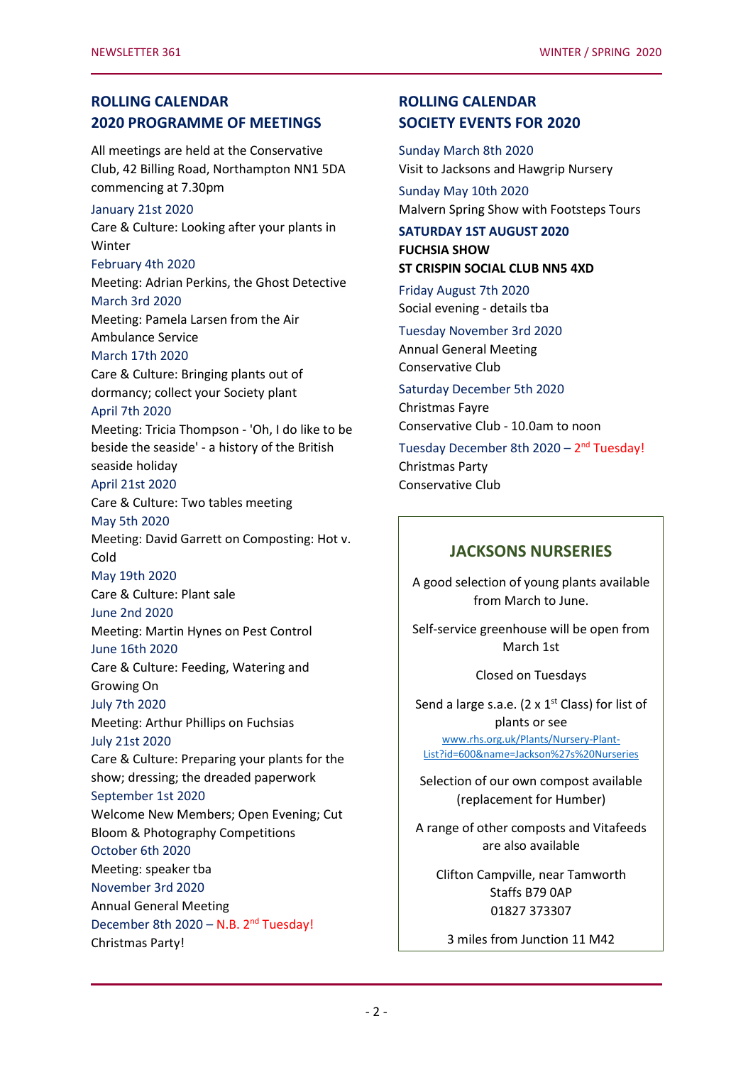## ROLLING CALENDAR
## 2020 PROGRAMME OF MEETINGS

All meetings are held at the Conservative Club, 42 Billing Road, Northampton NN1 5DA commencing at 7.30pm

January 21st 2020
Care & Culture: Looking after your plants in Winter

February 4th 2020
Meeting: Adrian Perkins, the Ghost Detective

March 3rd 2020
Meeting: Pamela Larsen from the Air Ambulance Service

March 17th 2020
Care & Culture: Bringing plants out of dormancy; collect your Society plant

April 7th 2020
Meeting: Tricia Thompson - 'Oh, I do like to be beside the seaside' - a history of the British seaside holiday

April 21st 2020
Care & Culture: Two tables meeting

May 5th 2020
Meeting: David Garrett on Composting: Hot v. Cold

May 19th 2020
Care & Culture: Plant sale

June 2nd 2020
Meeting: Martin Hynes on Pest Control

June 16th 2020
Care & Culture: Feeding, Watering and Growing On

July 7th 2020
Meeting: Arthur Phillips on Fuchsias

July 21st 2020
Care & Culture: Preparing your plants for the show; dressing; the dreaded paperwork

September 1st 2020
Welcome New Members; Open Evening; Cut Bloom & Photography Competitions

October 6th 2020
Meeting: speaker tba

November 3rd 2020
Annual General Meeting

December 8th 2020 – N.B. 2nd Tuesday!
Christmas Party!

## ROLLING CALENDAR
## SOCIETY EVENTS FOR 2020

Sunday March 8th 2020
Visit to Jacksons and Hawgrip Nursery

Sunday May 10th 2020
Malvern Spring Show with Footsteps Tours

**SATURDAY 1ST AUGUST 2020**
**FUCHSIA SHOW**
**ST CRISPIN SOCIAL CLUB NN5 4XD**

Friday August 7th 2020
Social evening - details tba

Tuesday November 3rd 2020
Annual General Meeting
Conservative Club

Saturday December 5th 2020
Christmas Fayre
Conservative Club - 10.0am to noon

Tuesday December 8th 2020 – 2nd Tuesday!
Christmas Party
Conservative Club

## JACKSONS NURSERIES

A good selection of young plants available from March to June.

Self-service greenhouse will be open from March 1st

Closed on Tuesdays

Send a large s.a.e. (2 x 1st Class) for list of plants or see
www.rhs.org.uk/Plants/Nursery-Plant-List?id=600&name=Jackson%27s%20Nurseries

Selection of our own compost available (replacement for Humber)

A range of other composts and Vitafeeds are also available

Clifton Campville, near Tamworth
Staffs B79 0AP
01827 373307

3 miles from Junction 11 M42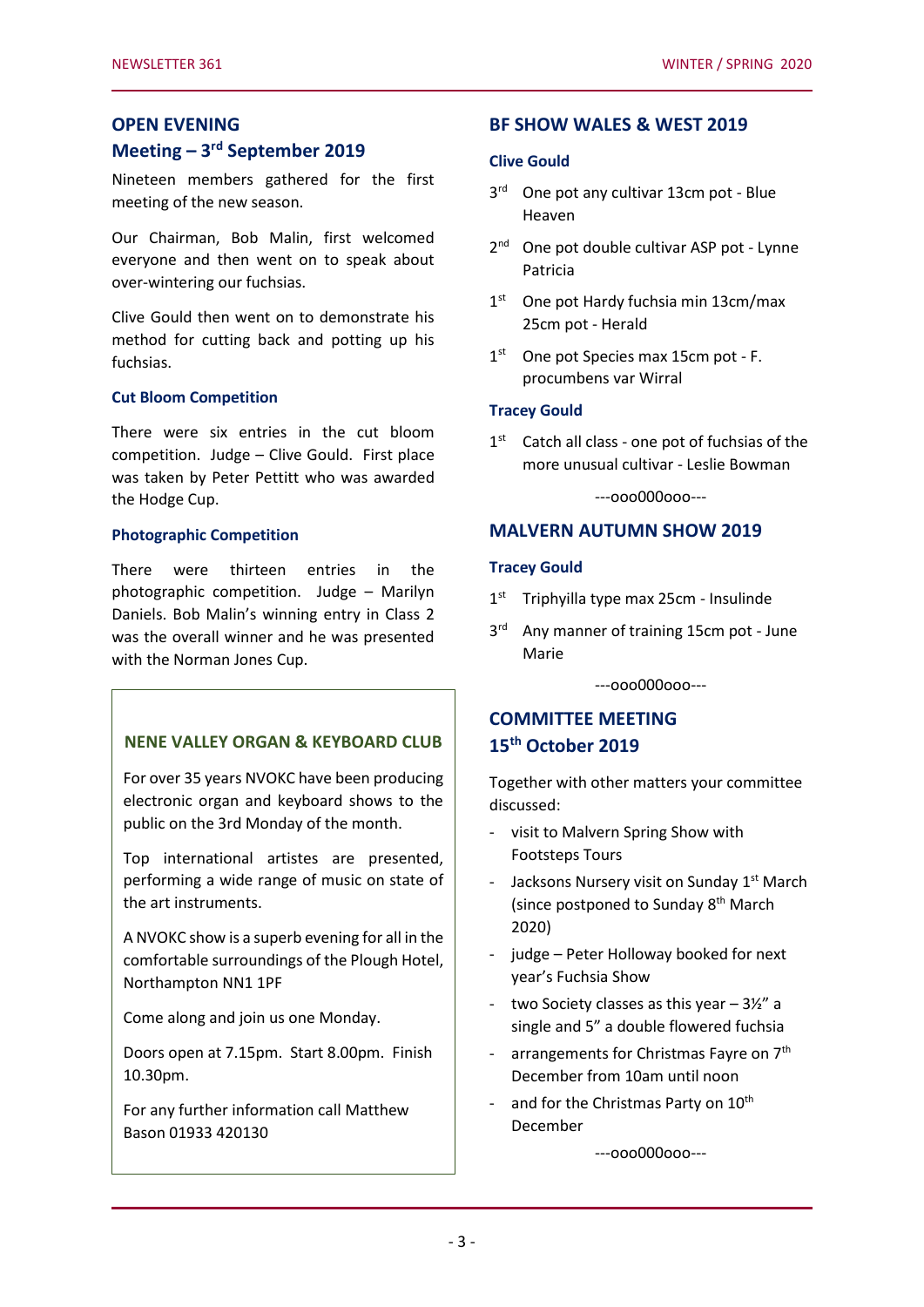## OPEN EVENING
## Meeting – 3rd September 2019

Nineteen members gathered for the first meeting of the new season.

Our Chairman, Bob Malin, first welcomed everyone and then went on to speak about over-wintering our fuchsias.

Clive Gould then went on to demonstrate his method for cutting back and potting up his fuchsias.

### Cut Bloom Competition

There were six entries in the cut bloom competition. Judge – Clive Gould. First place was taken by Peter Pettitt who was awarded the Hodge Cup.

### Photographic Competition

There were thirteen entries in the photographic competition. Judge – Marilyn Daniels. Bob Malin's winning entry in Class 2 was the overall winner and he was presented with the Norman Jones Cup.

### NENE VALLEY ORGAN & KEYBOARD CLUB

For over 35 years NVOKC have been producing electronic organ and keyboard shows to the public on the 3rd Monday of the month.

Top international artistes are presented, performing a wide range of music on state of the art instruments.

A NVOKC show is a superb evening for all in the comfortable surroundings of the Plough Hotel, Northampton NN1 1PF

Come along and join us one Monday.

Doors open at 7.15pm. Start 8.00pm. Finish 10.30pm.

For any further information call Matthew Bason 01933 420130

## BF SHOW WALES & WEST 2019

### Clive Gould

3rd One pot any cultivar 13cm pot - Blue Heaven

2nd One pot double cultivar ASP pot - Lynne Patricia

1st One pot Hardy fuchsia min 13cm/max 25cm pot - Herald

1st One pot Species max 15cm pot - F. procumbens var Wirral

### Tracey Gould

1st Catch all class - one pot of fuchsias of the more unusual cultivar - Leslie Bowman

---ooo000ooo---

## MALVERN AUTUMN SHOW 2019

### Tracey Gould

1st Triphyilla type max 25cm - Insulinde

3rd Any manner of training 15cm pot - June Marie

---ooo000ooo---

## COMMITTEE MEETING
## 15th October 2019

Together with other matters your committee discussed:

- visit to Malvern Spring Show with Footsteps Tours
- Jacksons Nursery visit on Sunday 1st March (since postponed to Sunday 8th March 2020)
- judge – Peter Holloway booked for next year's Fuchsia Show
- two Society classes as this year – 3½" a single and 5" a double flowered fuchsia
- arrangements for Christmas Fayre on 7th December from 10am until noon
- and for the Christmas Party on 10th December

---ooo000ooo---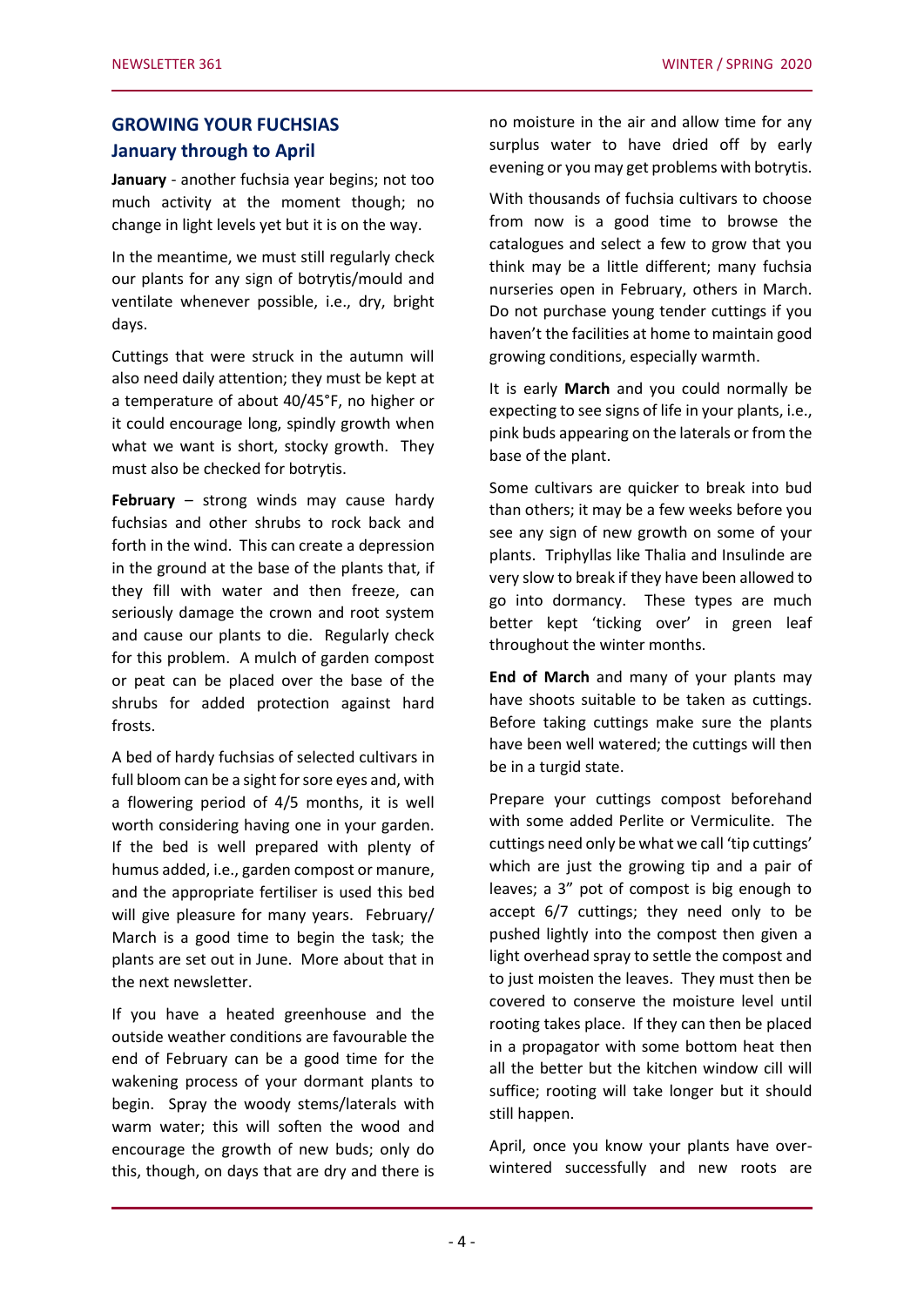## GROWING YOUR FUCHSIAS
## January through to April

**January** - another fuchsia year begins; not too much activity at the moment though; no change in light levels yet but it is on the way.

In the meantime, we must still regularly check our plants for any sign of botrytis/mould and ventilate whenever possible, i.e., dry, bright days.

Cuttings that were struck in the autumn will also need daily attention; they must be kept at a temperature of about 40/45°F, no higher or it could encourage long, spindly growth when what we want is short, stocky growth. They must also be checked for botrytis.

**February** – strong winds may cause hardy fuchsias and other shrubs to rock back and forth in the wind. This can create a depression in the ground at the base of the plants that, if they fill with water and then freeze, can seriously damage the crown and root system and cause our plants to die. Regularly check for this problem. A mulch of garden compost or peat can be placed over the base of the shrubs for added protection against hard frosts.

A bed of hardy fuchsias of selected cultivars in full bloom can be a sight for sore eyes and, with a flowering period of 4/5 months, it is well worth considering having one in your garden. If the bed is well prepared with plenty of humus added, i.e., garden compost or manure, and the appropriate fertiliser is used this bed will give pleasure for many years. February/ March is a good time to begin the task; the plants are set out in June. More about that in the next newsletter.

If you have a heated greenhouse and the outside weather conditions are favourable the end of February can be a good time for the wakening process of your dormant plants to begin. Spray the woody stems/laterals with warm water; this will soften the wood and encourage the growth of new buds; only do this, though, on days that are dry and there is no moisture in the air and allow time for any surplus water to have dried off by early evening or you may get problems with botrytis.

With thousands of fuchsia cultivars to choose from now is a good time to browse the catalogues and select a few to grow that you think may be a little different; many fuchsia nurseries open in February, others in March. Do not purchase young tender cuttings if you haven't the facilities at home to maintain good growing conditions, especially warmth.

It is early **March** and you could normally be expecting to see signs of life in your plants, i.e., pink buds appearing on the laterals or from the base of the plant.

Some cultivars are quicker to break into bud than others; it may be a few weeks before you see any sign of new growth on some of your plants. Triphyllas like Thalia and Insulinde are very slow to break if they have been allowed to go into dormancy. These types are much better kept 'ticking over' in green leaf throughout the winter months.

**End of March** and many of your plants may have shoots suitable to be taken as cuttings. Before taking cuttings make sure the plants have been well watered; the cuttings will then be in a turgid state.

Prepare your cuttings compost beforehand with some added Perlite or Vermiculite. The cuttings need only be what we call 'tip cuttings' which are just the growing tip and a pair of leaves; a 3" pot of compost is big enough to accept 6/7 cuttings; they need only to be pushed lightly into the compost then given a light overhead spray to settle the compost and to just moisten the leaves. They must then be covered to conserve the moisture level until rooting takes place. If they can then be placed in a propagator with some bottom heat then all the better but the kitchen window cill will suffice; rooting will take longer but it should still happen.

April, once you know your plants have over-wintered successfully and new roots are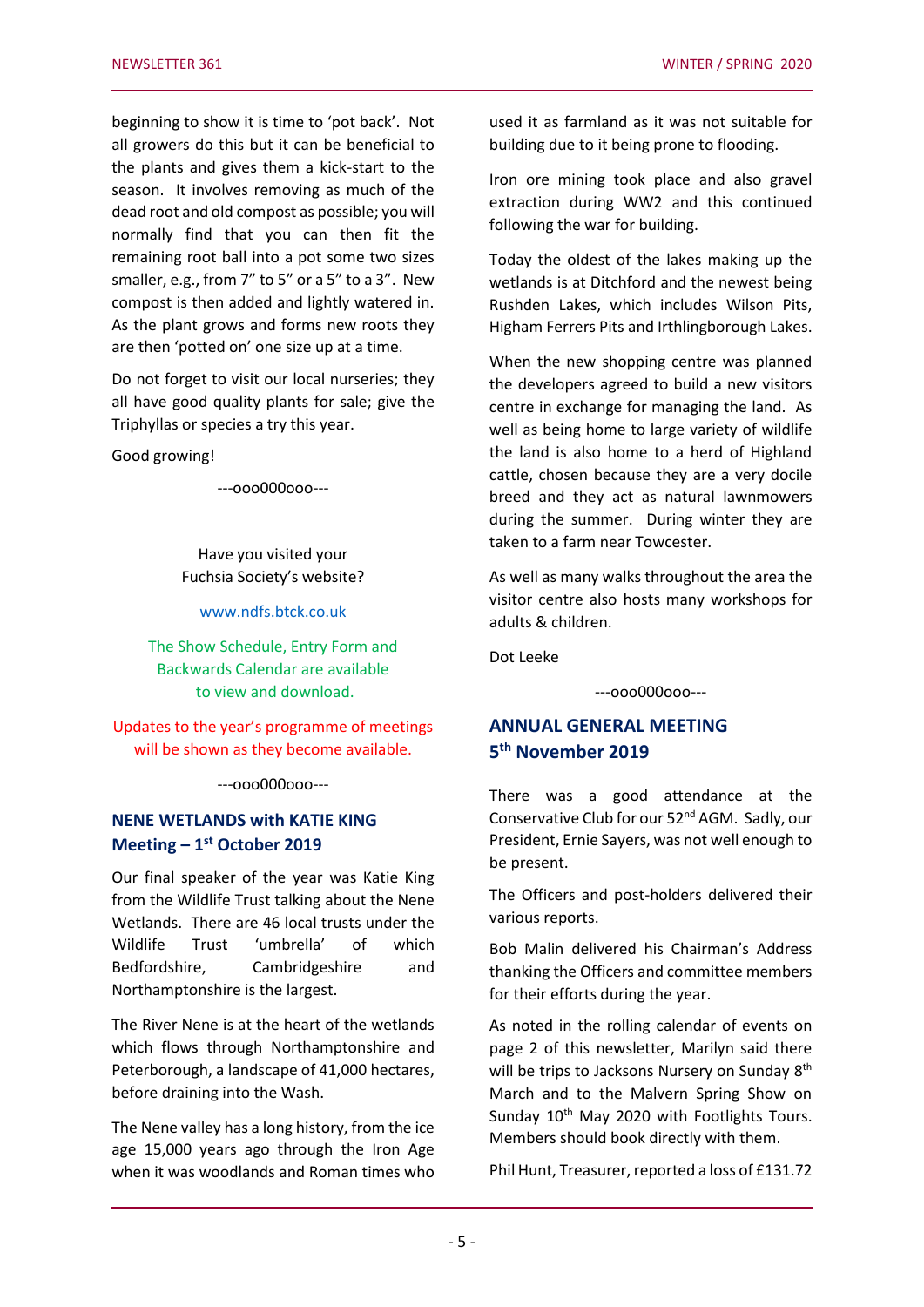beginning to show it is time to 'pot back'. Not all growers do this but it can be beneficial to the plants and gives them a kick-start to the season. It involves removing as much of the dead root and old compost as possible; you will normally find that you can then fit the remaining root ball into a pot some two sizes smaller, e.g., from 7" to 5" or a 5" to a 3". New compost is then added and lightly watered in. As the plant grows and forms new roots they are then 'potted on' one size up at a time.

Do not forget to visit our local nurseries; they all have good quality plants for sale; give the Triphyllas or species a try this year.

Good growing!

---ooo000ooo---

Have you visited your
Fuchsia Society's website?

www.ndfs.btck.co.uk

The Show Schedule, Entry Form and Backwards Calendar are available to view and download.

Updates to the year's programme of meetings will be shown as they become available.

---ooo000ooo---

## NENE WETLANDS with KATIE KING Meeting – 1st October 2019

Our final speaker of the year was Katie King from the Wildlife Trust talking about the Nene Wetlands. There are 46 local trusts under the Wildlife Trust 'umbrella' of which Bedfordshire, Cambridgeshire and Northamptonshire is the largest.

The River Nene is at the heart of the wetlands which flows through Northamptonshire and Peterborough, a landscape of 41,000 hectares, before draining into the Wash.

The Nene valley has a long history, from the ice age 15,000 years ago through the Iron Age when it was woodlands and Roman times who used it as farmland as it was not suitable for building due to it being prone to flooding.

Iron ore mining took place and also gravel extraction during WW2 and this continued following the war for building.

Today the oldest of the lakes making up the wetlands is at Ditchford and the newest being Rushden Lakes, which includes Wilson Pits, Higham Ferrers Pits and Irthlingborough Lakes.

When the new shopping centre was planned the developers agreed to build a new visitors centre in exchange for managing the land. As well as being home to large variety of wildlife the land is also home to a herd of Highland cattle, chosen because they are a very docile breed and they act as natural lawnmowers during the summer. During winter they are taken to a farm near Towcester.

As well as many walks throughout the area the visitor centre also hosts many workshops for adults & children.

Dot Leeke

---ooo000ooo---

## ANNUAL GENERAL MEETING 5th November 2019

There was a good attendance at the Conservative Club for our 52nd AGM. Sadly, our President, Ernie Sayers, was not well enough to be present.

The Officers and post-holders delivered their various reports.

Bob Malin delivered his Chairman's Address thanking the Officers and committee members for their efforts during the year.

As noted in the rolling calendar of events on page 2 of this newsletter, Marilyn said there will be trips to Jacksons Nursery on Sunday 8th March and to the Malvern Spring Show on Sunday 10th May 2020 with Footlights Tours. Members should book directly with them.

Phil Hunt, Treasurer, reported a loss of £131.72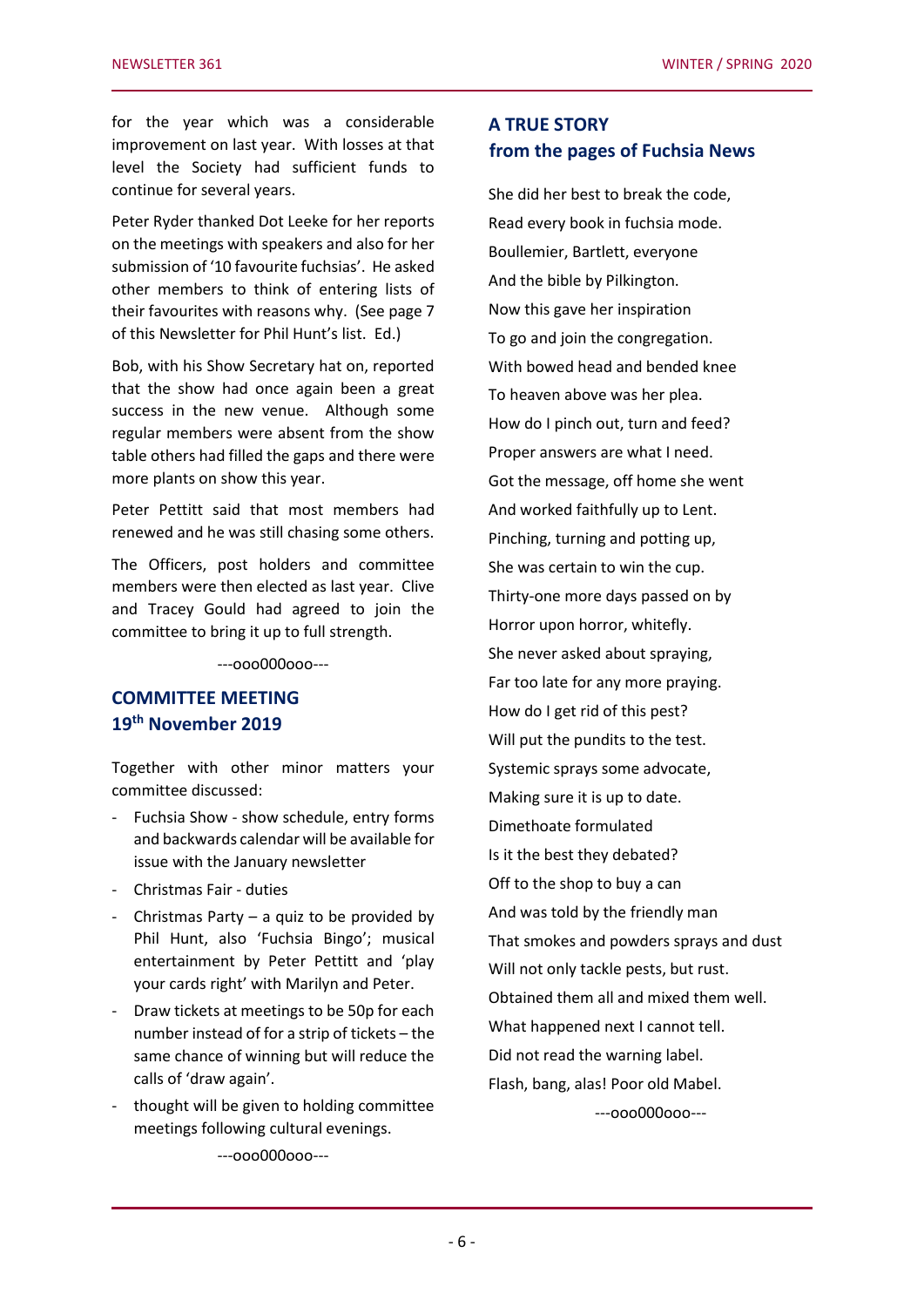for the year which was a considerable improvement on last year. With losses at that level the Society had sufficient funds to continue for several years.

Peter Ryder thanked Dot Leeke for her reports on the meetings with speakers and also for her submission of '10 favourite fuchsias'. He asked other members to think of entering lists of their favourites with reasons why. (See page 7 of this Newsletter for Phil Hunt's list. Ed.)

Bob, with his Show Secretary hat on, reported that the show had once again been a great success in the new venue. Although some regular members were absent from the show table others had filled the gaps and there were more plants on show this year.

Peter Pettitt said that most members had renewed and he was still chasing some others.

The Officers, post holders and committee members were then elected as last year. Clive and Tracey Gould had agreed to join the committee to bring it up to full strength.

---ooo000ooo---

## COMMITTEE MEETING
## 19th November 2019

Together with other minor matters your committee discussed:

- Fuchsia Show - show schedule, entry forms and backwards calendar will be available for issue with the January newsletter
- Christmas Fair - duties
- Christmas Party – a quiz to be provided by Phil Hunt, also 'Fuchsia Bingo'; musical entertainment by Peter Pettitt and 'play your cards right' with Marilyn and Peter.
- Draw tickets at meetings to be 50p for each number instead of for a strip of tickets – the same chance of winning but will reduce the calls of 'draw again'.
- thought will be given to holding committee meetings following cultural evenings.

---ooo000ooo---

## A TRUE STORY
## from the pages of Fuchsia News

She did her best to break the code,
Read every book in fuchsia mode.
Boullemier, Bartlett, everyone
And the bible by Pilkington.
Now this gave her inspiration
To go and join the congregation.
With bowed head and bended knee
To heaven above was her plea.
How do I pinch out, turn and feed?
Proper answers are what I need.
Got the message, off home she went
And worked faithfully up to Lent.
Pinching, turning and potting up,
She was certain to win the cup.
Thirty-one more days passed on by
Horror upon horror, whitefly.
She never asked about spraying,
Far too late for any more praying.
How do I get rid of this pest?
Will put the pundits to the test.
Systemic sprays some advocate,
Making sure it is up to date.
Dimethoate formulated
Is it the best they debated?
Off to the shop to buy a can
And was told by the friendly man
That smokes and powders sprays and dust
Will not only tackle pests, but rust.
Obtained them all and mixed them well.
What happened next I cannot tell.
Did not read the warning label.
Flash, bang, alas! Poor old Mabel.

---ooo000ooo---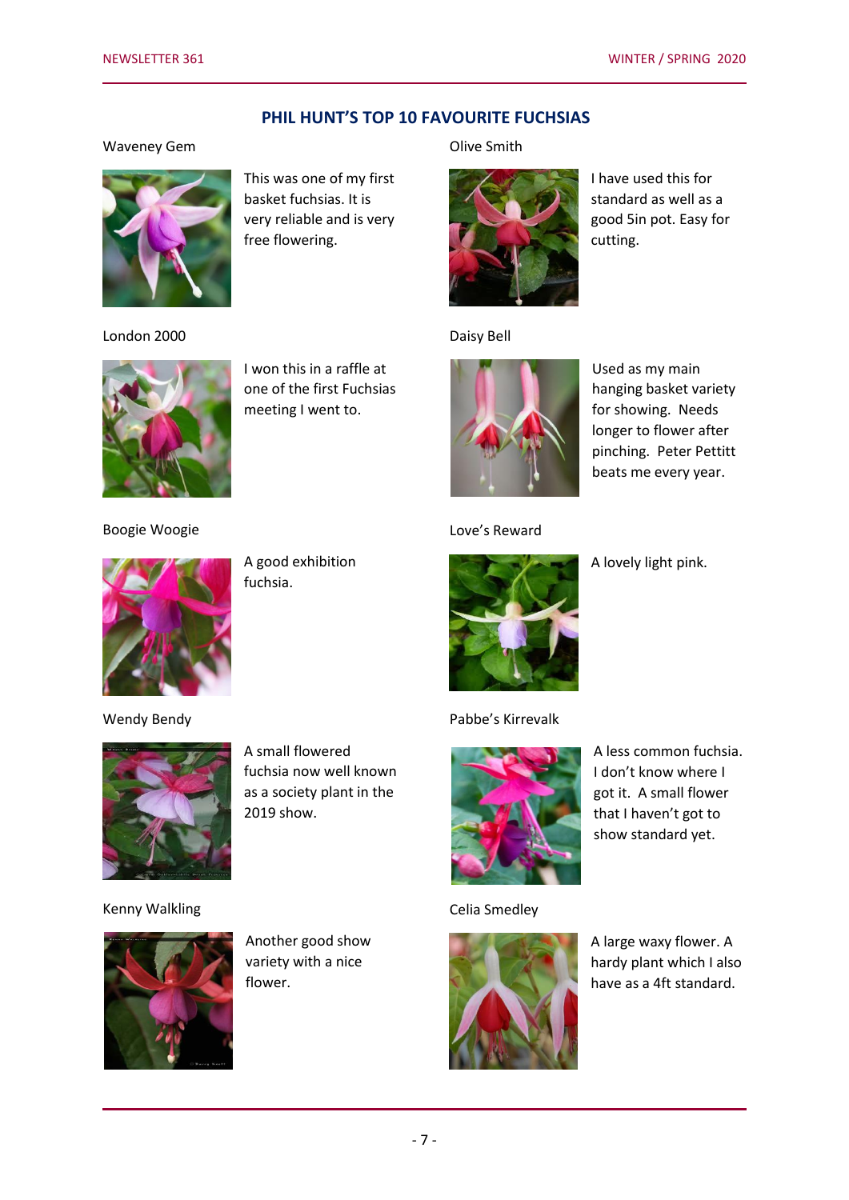## PHIL HUNT'S TOP 10 FAVOURITE FUCHSIAS

Waveney Gem

This was one of my first basket fuchsias. It is very reliable and is very free flowering.

Olive Smith

I have used this for standard as well as a good 5in pot. Easy for cutting.

London 2000

I won this in a raffle at one of the first Fuchsias meeting I went to.

Daisy Bell

Used as my main hanging basket variety for showing. Needs longer to flower after pinching. Peter Pettitt beats me every year.

Boogie Woogie

A good exhibition fuchsia.

Love's Reward

A lovely light pink.

Wendy Bendy

A small flowered fuchsia now well known as a society plant in the 2019 show.

Pabbe's Kirrevalk

A less common fuchsia. I don't know where I got it. A small flower that I haven't got to show standard yet.

Kenny Walkling

Another good show variety with a nice flower.

Celia Smedley

A large waxy flower. A hardy plant which I also have as a 4ft standard.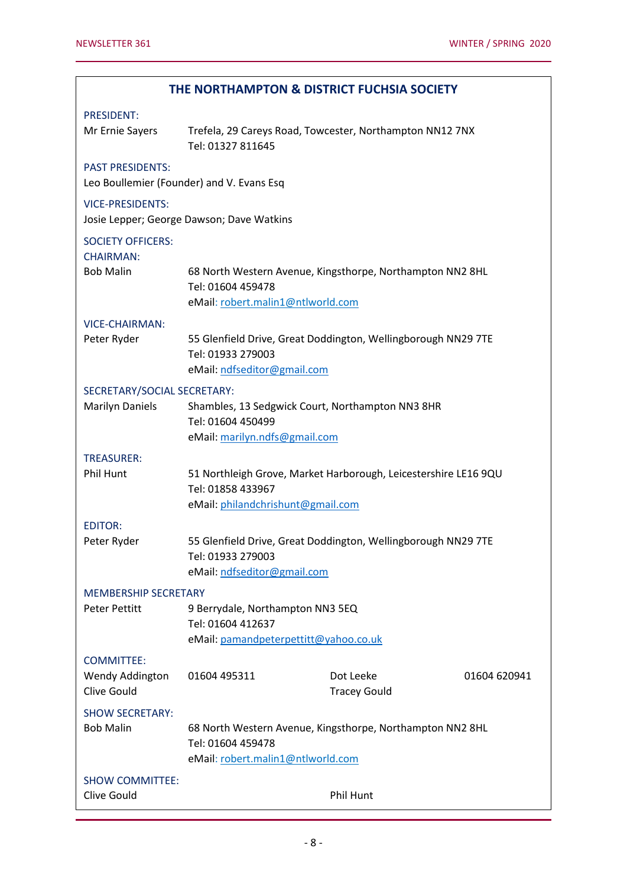## THE NORTHAMPTON & DISTRICT FUCHSIA SOCIETY

PRESIDENT:

Mr Ernie Sayers — Trefela, 29 Careys Road, Towcester, Northampton NN12 7NX
Tel: 01327 811645

PAST PRESIDENTS:

Leo Boullemier (Founder) and V. Evans Esq

VICE-PRESIDENTS:

Josie Lepper; George Dawson; Dave Watkins

SOCIETY OFFICERS:

CHAIRMAN:

Bob Malin — 68 North Western Avenue, Kingsthorpe, Northampton NN2 8HL
Tel: 01604 459478
eMail: robert.malin1@ntlworld.com

VICE-CHAIRMAN:

Peter Ryder — 55 Glenfield Drive, Great Doddington, Wellingborough NN29 7TE
Tel: 01933 279003
eMail: ndfseditor@gmail.com

SECRETARY/SOCIAL SECRETARY:

Marilyn Daniels — Shambles, 13 Sedgwick Court, Northampton NN3 8HR
Tel: 01604 450499
eMail: marilyn.ndfs@gmail.com

TREASURER:

Phil Hunt — 51 Northleigh Grove, Market Harborough, Leicestershire LE16 9QU
Tel: 01858 433967
eMail: philandchrishunt@gmail.com

EDITOR:

Peter Ryder — 55 Glenfield Drive, Great Doddington, Wellingborough NN29 7TE
Tel: 01933 279003
eMail: ndfseditor@gmail.com

MEMBERSHIP SECRETARY

Peter Pettitt — 9 Berrydale, Northampton NN3 5EQ
Tel: 01604 412637
eMail: pamandpeterpettitt@yahoo.co.uk

COMMITTEE:

| | | | |
|---|---|---|---|
| Wendy Addington | 01604 495311 | Dot Leeke | 01604 620941 |
| Clive Gould | | Tracey Gould | |

SHOW SECRETARY:

Bob Malin — 68 North Western Avenue, Kingsthorpe, Northampton NN2 8HL
Tel: 01604 459478
eMail: robert.malin1@ntlworld.com

SHOW COMMITTEE:

Clive Gould — Phil Hunt